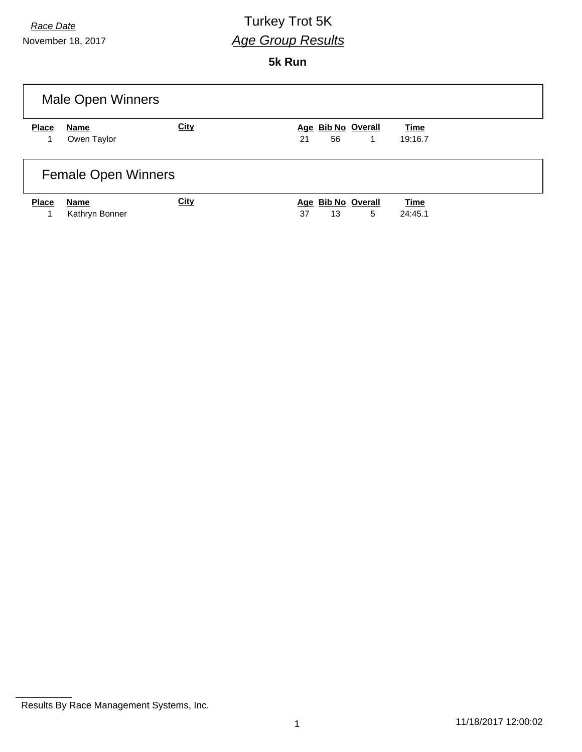*Race Date*
November 18, 2017

# Turkey Trot 5K
## *Age Group Results*

**5k Run**

### Male Open Winners

| Place | Name | City | Age | Bib No | Overall | Time |
|---|---|---|---|---|---|---|
| 1 | Owen Taylor | | 21 | 56 | 1 | 19:16.7 |

### Female Open Winners

| Place | Name | City | Age | Bib No | Overall | Time |
|---|---|---|---|---|---|---|
| 1 | Kathryn Bonner | | 37 | 13 | 5 | 24:45.1 |

Results By Race Management Systems, Inc.

11/18/2017 12:00:02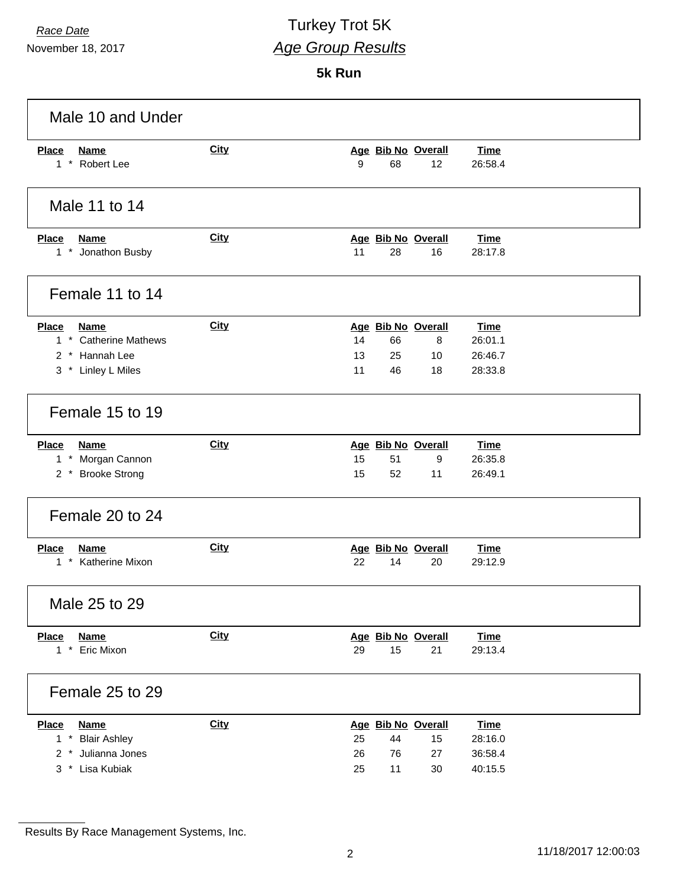Race Date
November 18, 2017

# Turkey Trot 5K

## *Age Group Results*

**5k Run**

### Male 10 and Under

| Place | Name | City | Age | Bib No | Overall | Time |
|---|---|---|---|---|---|---|
| 1 * | Robert Lee | | 9 | 68 | 12 | 26:58.4 |

### Male 11 to 14

| Place | Name | City | Age | Bib No | Overall | Time |
|---|---|---|---|---|---|---|
| 1 * | Jonathon Busby | | 11 | 28 | 16 | 28:17.8 |

### Female 11 to 14

| Place | Name | City | Age | Bib No | Overall | Time |
|---|---|---|---|---|---|---|
| 1 * | Catherine Mathews | | 14 | 66 | 8 | 26:01.1 |
| 2 * | Hannah Lee | | 13 | 25 | 10 | 26:46.7 |
| 3 * | Linley L Miles | | 11 | 46 | 18 | 28:33.8 |

### Female 15 to 19

| Place | Name | City | Age | Bib No | Overall | Time |
|---|---|---|---|---|---|---|
| 1 * | Morgan Cannon | | 15 | 51 | 9 | 26:35.8 |
| 2 * | Brooke Strong | | 15 | 52 | 11 | 26:49.1 |

### Female 20 to 24

| Place | Name | City | Age | Bib No | Overall | Time |
|---|---|---|---|---|---|---|
| 1 * | Katherine Mixon | | 22 | 14 | 20 | 29:12.9 |

### Male 25 to 29

| Place | Name | City | Age | Bib No | Overall | Time |
|---|---|---|---|---|---|---|
| 1 * | Eric Mixon | | 29 | 15 | 21 | 29:13.4 |

### Female 25 to 29

| Place | Name | City | Age | Bib No | Overall | Time |
|---|---|---|---|---|---|---|
| 1 * | Blair Ashley | | 25 | 44 | 15 | 28:16.0 |
| 2 * | Julianna Jones | | 26 | 76 | 27 | 36:58.4 |
| 3 * | Lisa Kubiak | | 25 | 11 | 30 | 40:15.5 |

Results By Race Management Systems, Inc.

11/18/2017 12:00:03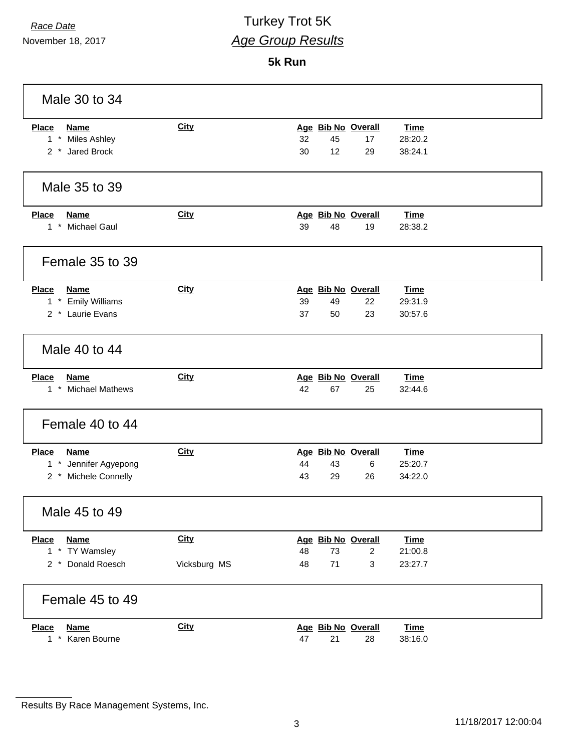Race Date
November 18, 2017

# Turkey Trot 5K

## *Age Group Results*

**5k Run**

### Male 30 to 34

| Place | Name | City | Age | Bib No | Overall | Time |
|---|---|---|---|---|---|---|
| 1 * | Miles Ashley | | 32 | 45 | 17 | 28:20.2 |
| 2 * | Jared Brock | | 30 | 12 | 29 | 38:24.1 |

### Male 35 to 39

| Place | Name | City | Age | Bib No | Overall | Time |
|---|---|---|---|---|---|---|
| 1 * | Michael Gaul | | 39 | 48 | 19 | 28:38.2 |

### Female 35 to 39

| Place | Name | City | Age | Bib No | Overall | Time |
|---|---|---|---|---|---|---|
| 1 * | Emily Williams | | 39 | 49 | 22 | 29:31.9 |
| 2 * | Laurie Evans | | 37 | 50 | 23 | 30:57.6 |

### Male 40 to 44

| Place | Name | City | Age | Bib No | Overall | Time |
|---|---|---|---|---|---|---|
| 1 * | Michael Mathews | | 42 | 67 | 25 | 32:44.6 |

### Female 40 to 44

| Place | Name | City | Age | Bib No | Overall | Time |
|---|---|---|---|---|---|---|
| 1 * | Jennifer Agyepong | | 44 | 43 | 6 | 25:20.7 |
| 2 * | Michele Connelly | | 43 | 29 | 26 | 34:22.0 |

### Male 45 to 49

| Place | Name | City | Age | Bib No | Overall | Time |
|---|---|---|---|---|---|---|
| 1 * | TY Wamsley | | 48 | 73 | 2 | 21:00.8 |
| 2 * | Donald Roesch | Vicksburg MS | 48 | 71 | 3 | 23:27.7 |

### Female 45 to 49

| Place | Name | City | Age | Bib No | Overall | Time |
|---|---|---|---|---|---|---|
| 1 * | Karen Bourne | | 47 | 21 | 28 | 38:16.0 |

Results By Race Management Systems, Inc.

11/18/2017 12:00:04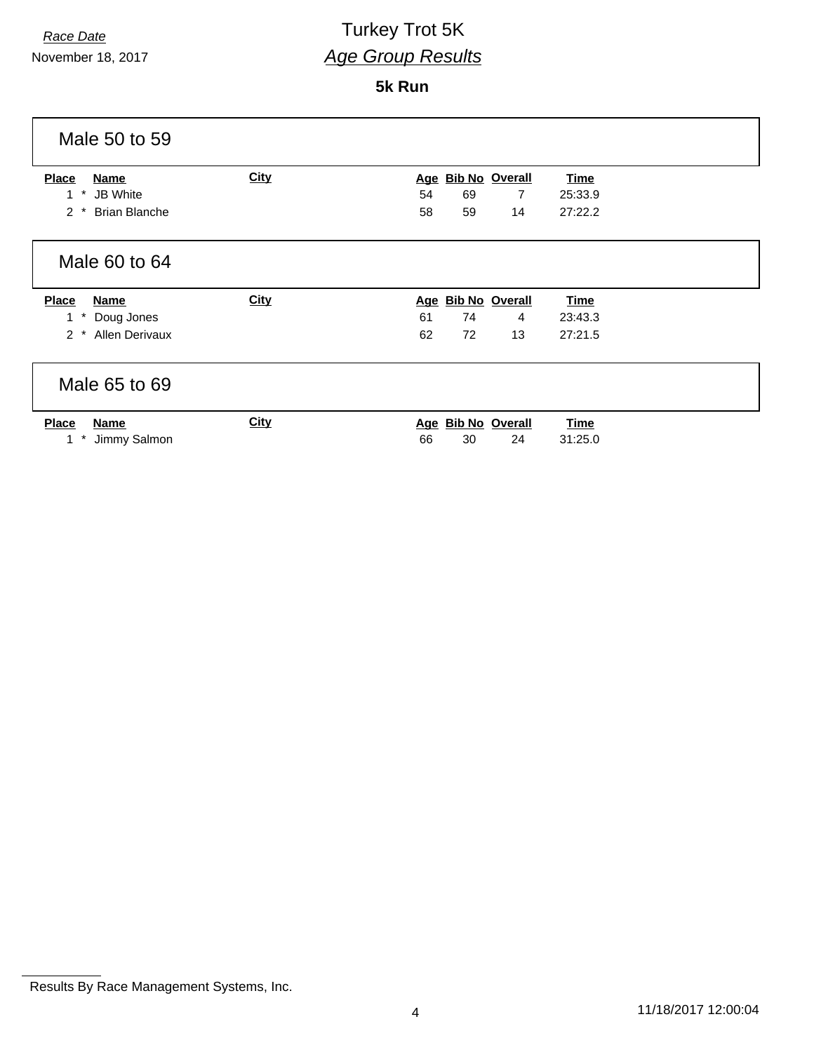*Race Date*

November 18, 2017

# Turkey Trot 5K

## *Age Group Results*

**5k Run**

### Male 50 to 59

| Place | Name | City | Age | Bib No | Overall | Time |
|---|---|---|---|---|---|---|
| 1 * | JB White | | 54 | 69 | 7 | 25:33.9 |
| 2 * | Brian Blanche | | 58 | 59 | 14 | 27:22.2 |

### Male 60 to 64

| Place | Name | City | Age | Bib No | Overall | Time |
|---|---|---|---|---|---|---|
| 1 * | Doug Jones | | 61 | 74 | 4 | 23:43.3 |
| 2 * | Allen Derivaux | | 62 | 72 | 13 | 27:21.5 |

### Male 65 to 69

| Place | Name | City | Age | Bib No | Overall | Time |
|---|---|---|---|---|---|---|
| 1 * | Jimmy Salmon | | 66 | 30 | 24 | 31:25.0 |

Results By Race Management Systems, Inc.

11/18/2017 12:00:04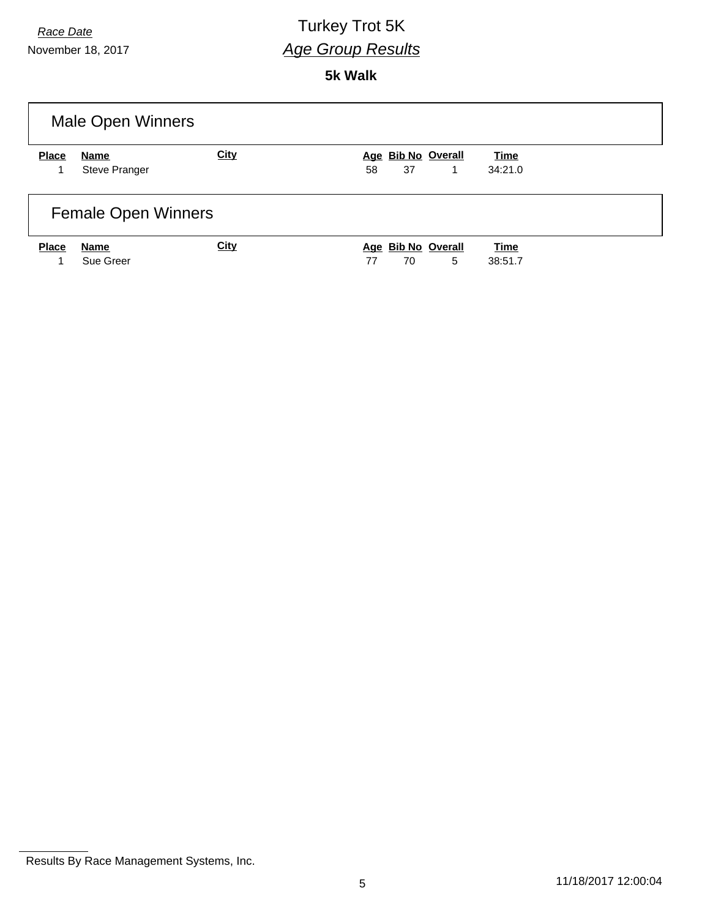*Race Date*

November 18, 2017

# Turkey Trot 5K

## *Age Group Results*

**5k Walk**

### Male Open Winners

| Place | Name | City | Age | Bib No | Overall | Time |
|---|---|---|---|---|---|---|
| 1 | Steve Pranger | | 58 | 37 | 1 | 34:21.0 |

### Female Open Winners

| Place | Name | City | Age | Bib No | Overall | Time |
|---|---|---|---|---|---|---|
| 1 | Sue Greer | | 77 | 70 | 5 | 38:51.7 |

Results By Race Management Systems, Inc.

11/18/2017 12:00:04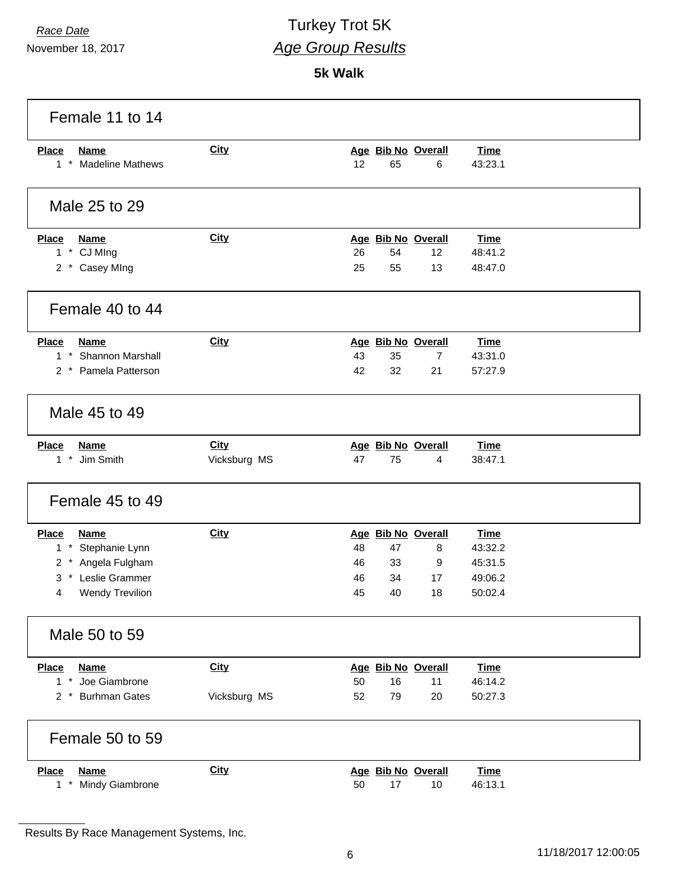Race Date

November 18, 2017

# Turkey Trot 5K

## *Age Group Results*

### 5k Walk

### Female 11 to 14

| Place | Name | City | Age | Bib No | Overall | Time |
|---|---|---|---|---|---|---|
| 1 * | Madeline Mathews | | 12 | 65 | 6 | 43:23.1 |

### Male 25 to 29

| Place | Name | City | Age | Bib No | Overall | Time |
|---|---|---|---|---|---|---|
| 1 * | CJ MIng | | 26 | 54 | 12 | 48:41.2 |
| 2 * | Casey MIng | | 25 | 55 | 13 | 48:47.0 |

### Female 40 to 44

| Place | Name | City | Age | Bib No | Overall | Time |
|---|---|---|---|---|---|---|
| 1 * | Shannon Marshall | | 43 | 35 | 7 | 43:31.0 |
| 2 * | Pamela Patterson | | 42 | 32 | 21 | 57:27.9 |

### Male 45 to 49

| Place | Name | City | Age | Bib No | Overall | Time |
|---|---|---|---|---|---|---|
| 1 * | Jim Smith | Vicksburg MS | 47 | 75 | 4 | 38:47.1 |

### Female 45 to 49

| Place | Name | City | Age | Bib No | Overall | Time |
|---|---|---|---|---|---|---|
| 1 * | Stephanie Lynn | | 48 | 47 | 8 | 43:32.2 |
| 2 * | Angela Fulgham | | 46 | 33 | 9 | 45:31.5 |
| 3 * | Leslie Grammer | | 46 | 34 | 17 | 49:06.2 |
| 4 | Wendy Trevilion | | 45 | 40 | 18 | 50:02.4 |

### Male 50 to 59

| Place | Name | City | Age | Bib No | Overall | Time |
|---|---|---|---|---|---|---|
| 1 * | Joe Giambrone | | 50 | 16 | 11 | 46:14.2 |
| 2 * | Burhman Gates | Vicksburg MS | 52 | 79 | 20 | 50:27.3 |

### Female 50 to 59

| Place | Name | City | Age | Bib No | Overall | Time |
|---|---|---|---|---|---|---|
| 1 * | Mindy Giambrone | | 50 | 17 | 10 | 46:13.1 |

Results By Race Management Systems, Inc.

11/18/2017 12:00:05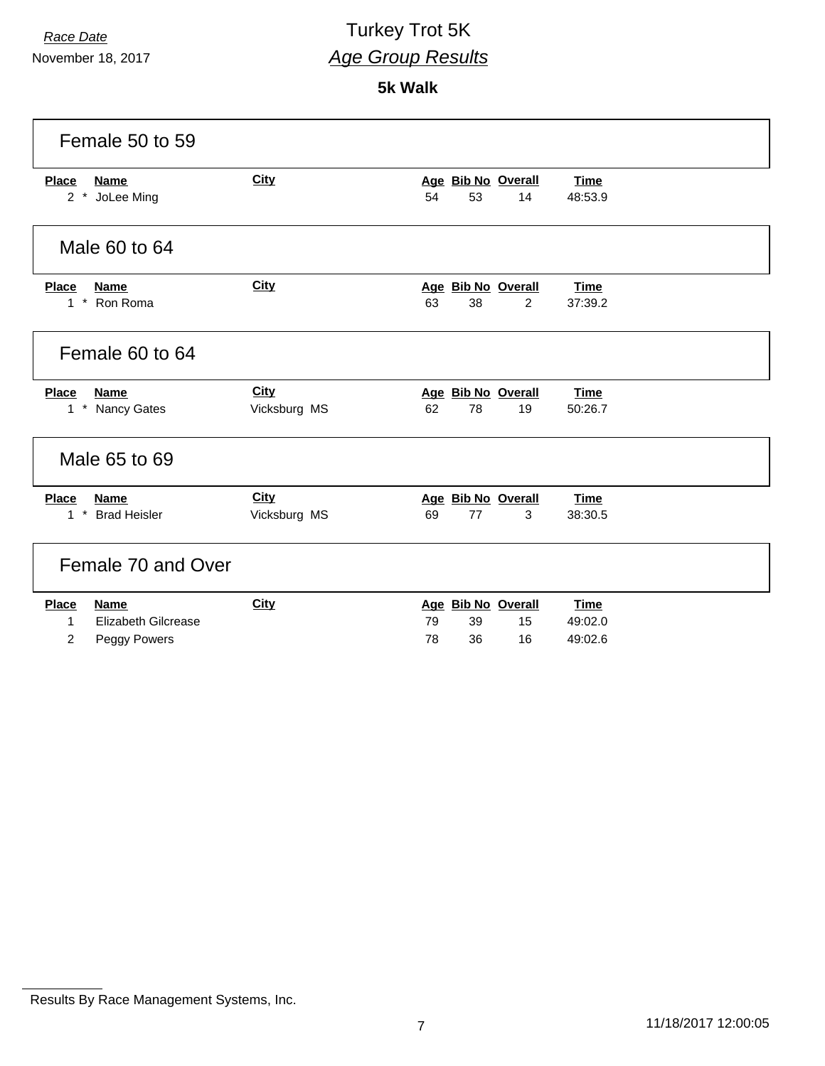*Race Date*

November 18, 2017

# Turkey Trot 5K

## *Age Group Results*

**5k Walk**

### Female 50 to 59

| Place | Name | City | Age | Bib No | Overall | Time |
|---|---|---|---|---|---|---|
| 2 * | JoLee Ming | | 54 | 53 | 14 | 48:53.9 |

### Male 60 to 64

| Place | Name | City | Age | Bib No | Overall | Time |
|---|---|---|---|---|---|---|
| 1 * | Ron Roma | | 63 | 38 | 2 | 37:39.2 |

### Female 60 to 64

| Place | Name | City | Age | Bib No | Overall | Time |
|---|---|---|---|---|---|---|
| 1 * | Nancy Gates | Vicksburg MS | 62 | 78 | 19 | 50:26.7 |

### Male 65 to 69

| Place | Name | City | Age | Bib No | Overall | Time |
|---|---|---|---|---|---|---|
| 1 * | Brad Heisler | Vicksburg MS | 69 | 77 | 3 | 38:30.5 |

### Female 70 and Over

| Place | Name | City | Age | Bib No | Overall | Time |
|---|---|---|---|---|---|---|
| 1 | Elizabeth Gilcrease | | 79 | 39 | 15 | 49:02.0 |
| 2 | Peggy Powers | | 78 | 36 | 16 | 49:02.6 |

Results By Race Management Systems, Inc.

11/18/2017 12:00:05